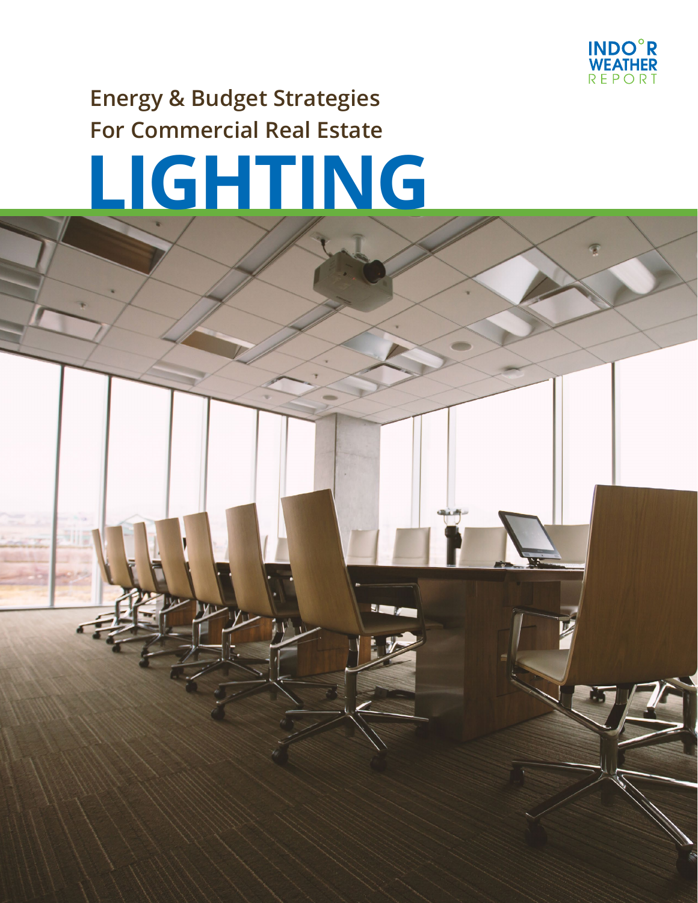INDOOR WEATHER REPORT

## Energy & Budget Strategies For Commercial Real Estate

# LIGHTING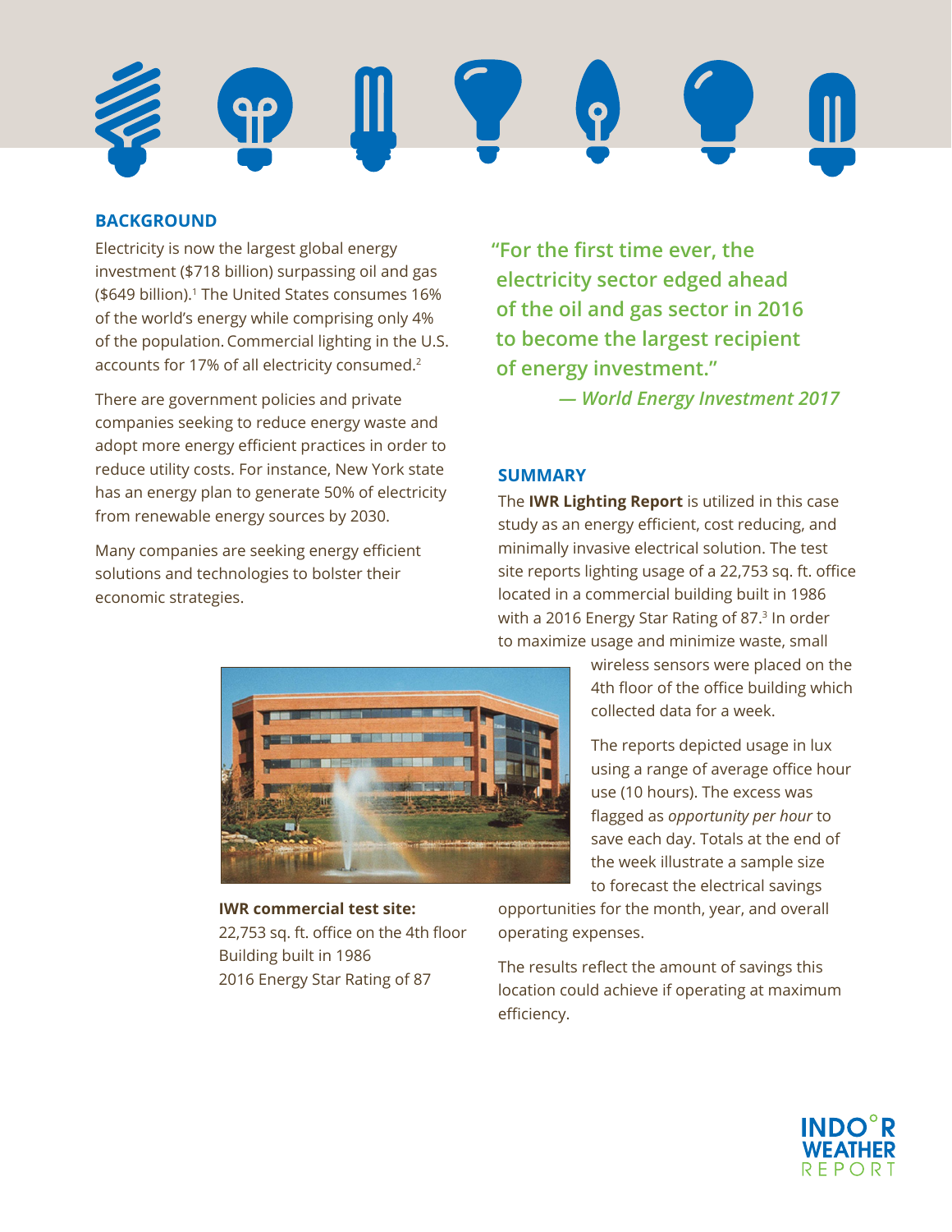## BACKGROUND

Electricity is now the largest global energy investment ($718 billion) surpassing oil and gas ($649 billion).[1] The United States consumes 16% of the world's energy while comprising only 4% of the population. Commercial lighting in the U.S. accounts for 17% of all electricity consumed.[2]

There are government policies and private companies seeking to reduce energy waste and adopt more energy efficient practices in order to reduce utility costs. For instance, New York state has an energy plan to generate 50% of electricity from renewable energy sources by 2030.

Many companies are seeking energy efficient solutions and technologies to bolster their economic strategies.

> "For the first time ever, the electricity sector edged ahead of the oil and gas sector in 2016 to become the largest recipient of energy investment."
>
> *— World Energy Investment 2017*

## SUMMARY

The **IWR Lighting Report** is utilized in this case study as an energy efficient, cost reducing, and minimally invasive electrical solution. The test site reports lighting usage of a 22,753 sq. ft. office located in a commercial building built in 1986 with a 2016 Energy Star Rating of 87.[3] In order to maximize usage and minimize waste, small wireless sensors were placed on the 4th floor of the office building which collected data for a week.

The reports depicted usage in lux using a range of average office hour use (10 hours). The excess was flagged as *opportunity per hour* to save each day. Totals at the end of the week illustrate a sample size to forecast the electrical savings opportunities for the month, year, and overall operating expenses.

The results reflect the amount of savings this location could achieve if operating at maximum efficiency.

**IWR commercial test site:**
22,753 sq. ft. office on the 4th floor
Building built in 1986
2016 Energy Star Rating of 87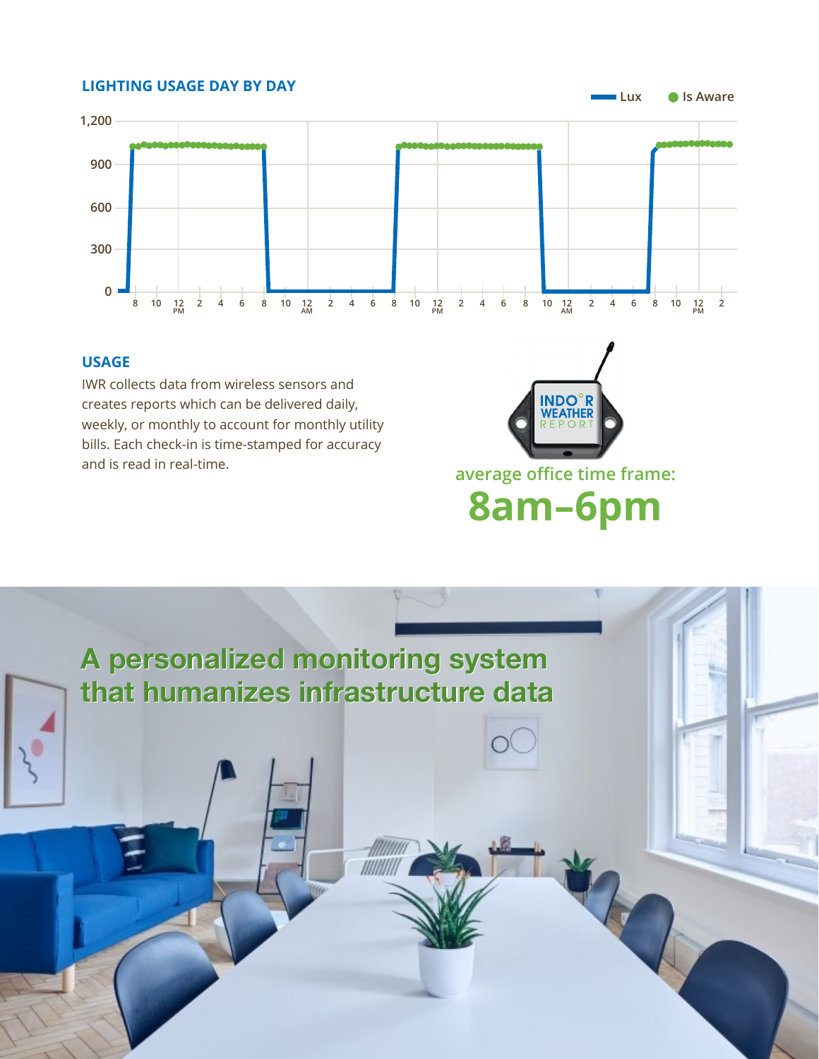## LIGHTING USAGE DAY BY DAY

## USAGE

IWR collects data from wireless sensors and creates reports which can be delivered daily, weekly, or monthly to account for monthly utility bills. Each check-in is time-stamped for accuracy and is read in real-time.

average office time frame:

**8am–6pm**

# A personalized monitoring system that humanizes infrastructure data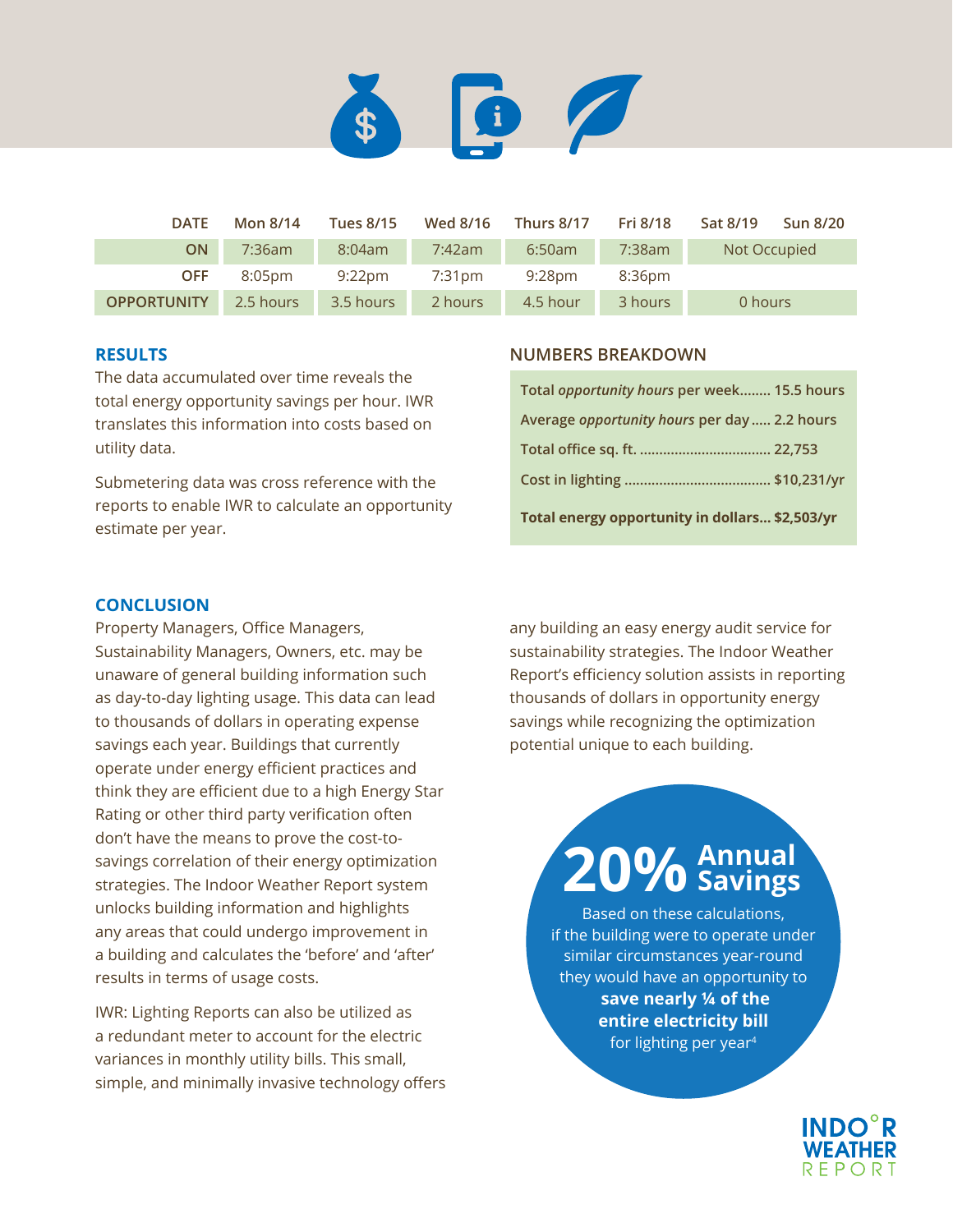| DATE | Mon 8/14 | Tues 8/15 | Wed 8/16 | Thurs 8/17 | Fri 8/18 | Sat 8/19 | Sun 8/20 |
|---|---|---|---|---|---|---|---|
| ON | 7:36am | 8:04am | 7:42am | 6:50am | 7:38am | Not Occupied | |
| OFF | 8:05pm | 9:22pm | 7:31pm | 9:28pm | 8:36pm | | |
| OPPORTUNITY | 2.5 hours | 3.5 hours | 2 hours | 4.5 hour | 3 hours | 0 hours | |

## RESULTS

The data accumulated over time reveals the total energy opportunity savings per hour. IWR translates this information into costs based on utility data.

Submetering data was cross reference with the reports to enable IWR to calculate an opportunity estimate per year.

## NUMBERS BREAKDOWN

**Total *opportunity hours* per week........ 15.5 hours**

**Average *opportunity hours* per day ..... 2.2 hours**

**Total office sq. ft. ................................. 22,753**

**Cost in lighting ..................................... $10,231/yr**

**Total energy opportunity in dollars... $2,503/yr**

## CONCLUSION

Property Managers, Office Managers, Sustainability Managers, Owners, etc. may be unaware of general building information such as day-to-day lighting usage. This data can lead to thousands of dollars in operating expense savings each year. Buildings that currently operate under energy efficient practices and think they are efficient due to a high Energy Star Rating or other third party verification often don't have the means to prove the cost-to-savings correlation of their energy optimization strategies. The Indoor Weather Report system unlocks building information and highlights any areas that could undergo improvement in a building and calculates the 'before' and 'after' results in terms of usage costs.

IWR: Lighting Reports can also be utilized as a redundant meter to account for the electric variances in monthly utility bills. This small, simple, and minimally invasive technology offers any building an easy energy audit service for sustainability strategies. The Indoor Weather Report's efficiency solution assists in reporting thousands of dollars in opportunity energy savings while recognizing the optimization potential unique to each building.

**20% Annual Savings**

Based on these calculations, if the building were to operate under similar circumstances year-round they would have an opportunity to **save nearly ¼ of the entire electricity bill** for lighting per year[4]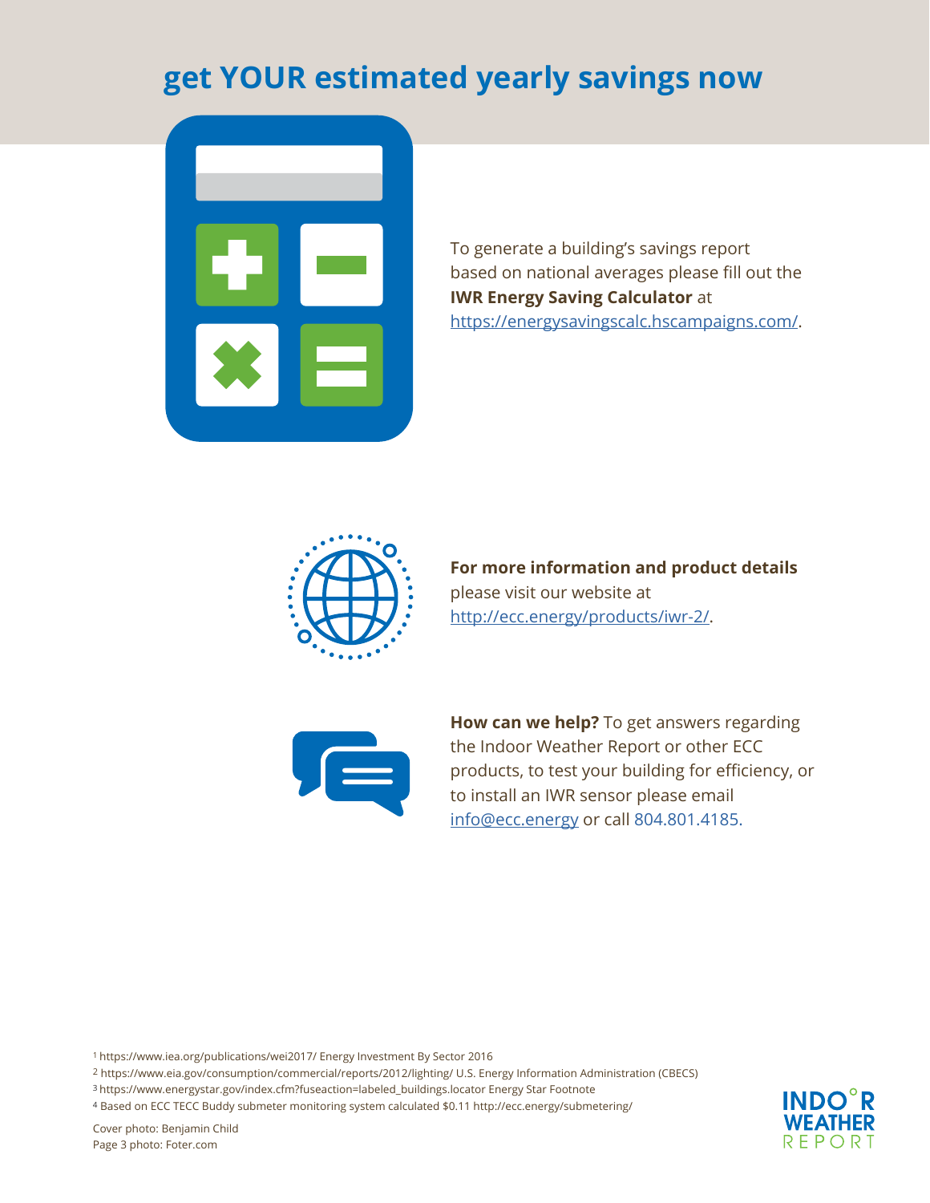# get YOUR estimated yearly savings now

To generate a building's savings report based on national averages please fill out the **IWR Energy Saving Calculator** at https://energysavingscalc.hscampaigns.com/.

**For more information and product details** please visit our website at http://ecc.energy/products/iwr-2/.

**How can we help?** To get answers regarding the Indoor Weather Report or other ECC products, to test your building for efficiency, or to install an IWR sensor please email info@ecc.energy or call 804.801.4185.

[1] https://www.iea.org/publications/wei2017/ Energy Investment By Sector 2016
[2] https://www.eia.gov/consumption/commercial/reports/2012/lighting/ U.S. Energy Information Administration (CBECS)
[3] https://www.energystar.gov/index.cfm?fuseaction=labeled_buildings.locator Energy Star Footnote
[4] Based on ECC TECC Buddy submeter monitoring system calculated $0.11 http://ecc.energy/submetering/

Cover photo: Benjamin Child
Page 3 photo: Foter.com

INDOOR WEATHER REPORT